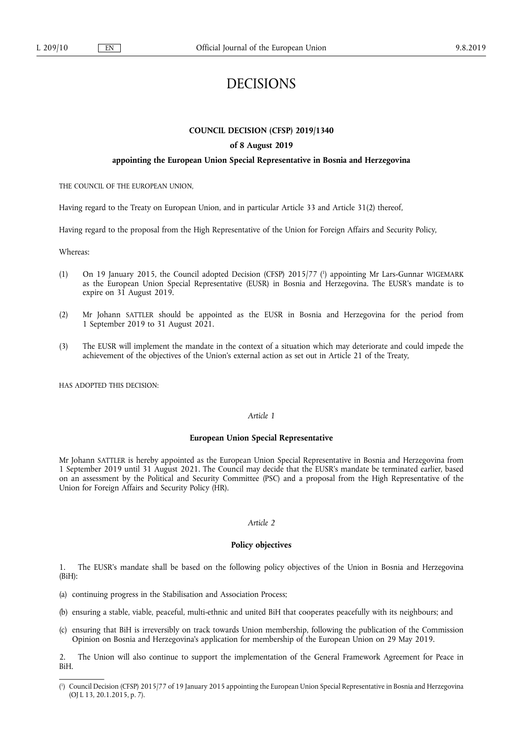# DECISIONS

## COUNCIL DECISION (CFSP) 2019/1340

### of 8 August 2019

### appointing the European Union Special Representative in Bosnia and Herzegovina

THE COUNCIL OF THE EUROPEAN UNION,

Having regard to the Treaty on European Union, and in particular Article 33 and Article 31(2) thereof,

Having regard to the proposal from the High Representative of the Union for Foreign Affairs and Security Policy,

Whereas:

(1) On 19 January 2015, the Council adopted Decision (CFSP) 2015/77 [1] appointing Mr Lars-Gunnar WIGEMARK as the European Union Special Representative (EUSR) in Bosnia and Herzegovina. The EUSR's mandate is to expire on 31 August 2019.

(2) Mr Johann SATTLER should be appointed as the EUSR in Bosnia and Herzegovina for the period from 1 September 2019 to 31 August 2021.

(3) The EUSR will implement the mandate in the context of a situation which may deteriorate and could impede the achievement of the objectives of the Union's external action as set out in Article 21 of the Treaty,

HAS ADOPTED THIS DECISION:

*Article 1*

**European Union Special Representative**

Mr Johann SATTLER is hereby appointed as the European Union Special Representative in Bosnia and Herzegovina from 1 September 2019 until 31 August 2021. The Council may decide that the EUSR's mandate be terminated earlier, based on an assessment by the Political and Security Committee (PSC) and a proposal from the High Representative of the Union for Foreign Affairs and Security Policy (HR).

*Article 2*

**Policy objectives**

1. The EUSR's mandate shall be based on the following policy objectives of the Union in Bosnia and Herzegovina (BiH):

(a) continuing progress in the Stabilisation and Association Process;

(b) ensuring a stable, viable, peaceful, multi-ethnic and united BiH that cooperates peacefully with its neighbours; and

(c) ensuring that BiH is irreversibly on track towards Union membership, following the publication of the Commission Opinion on Bosnia and Herzegovina's application for membership of the European Union on 29 May 2019.

2. The Union will also continue to support the implementation of the General Framework Agreement for Peace in BiH.

---

[1] Council Decision (CFSP) 2015/77 of 19 January 2015 appointing the European Union Special Representative in Bosnia and Herzegovina (OJ L 13, 20.1.2015, p. 7).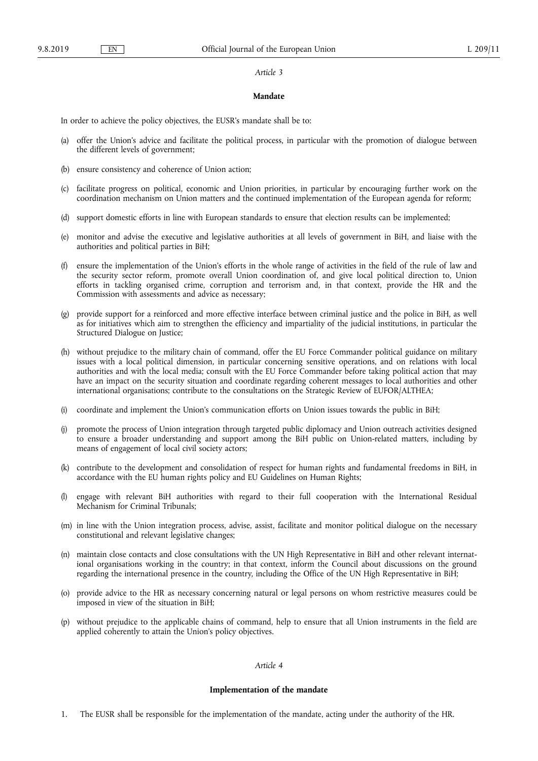*Article 3*

**Mandate**

In order to achieve the policy objectives, the EUSR's mandate shall be to:

(a) offer the Union's advice and facilitate the political process, in particular with the promotion of dialogue between the different levels of government;

(b) ensure consistency and coherence of Union action;

(c) facilitate progress on political, economic and Union priorities, in particular by encouraging further work on the coordination mechanism on Union matters and the continued implementation of the European agenda for reform;

(d) support domestic efforts in line with European standards to ensure that election results can be implemented;

(e) monitor and advise the executive and legislative authorities at all levels of government in BiH, and liaise with the authorities and political parties in BiH;

(f) ensure the implementation of the Union's efforts in the whole range of activities in the field of the rule of law and the security sector reform, promote overall Union coordination of, and give local political direction to, Union efforts in tackling organised crime, corruption and terrorism and, in that context, provide the HR and the Commission with assessments and advice as necessary;

(g) provide support for a reinforced and more effective interface between criminal justice and the police in BiH, as well as for initiatives which aim to strengthen the efficiency and impartiality of the judicial institutions, in particular the Structured Dialogue on Justice;

(h) without prejudice to the military chain of command, offer the EU Force Commander political guidance on military issues with a local political dimension, in particular concerning sensitive operations, and on relations with local authorities and with the local media; consult with the EU Force Commander before taking political action that may have an impact on the security situation and coordinate regarding coherent messages to local authorities and other international organisations; contribute to the consultations on the Strategic Review of EUFOR/ALTHEA;

(i) coordinate and implement the Union's communication efforts on Union issues towards the public in BiH;

(j) promote the process of Union integration through targeted public diplomacy and Union outreach activities designed to ensure a broader understanding and support among the BiH public on Union-related matters, including by means of engagement of local civil society actors;

(k) contribute to the development and consolidation of respect for human rights and fundamental freedoms in BiH, in accordance with the EU human rights policy and EU Guidelines on Human Rights;

(l) engage with relevant BiH authorities with regard to their full cooperation with the International Residual Mechanism for Criminal Tribunals;

(m) in line with the Union integration process, advise, assist, facilitate and monitor political dialogue on the necessary constitutional and relevant legislative changes;

(n) maintain close contacts and close consultations with the UN High Representative in BiH and other relevant international organisations working in the country; in that context, inform the Council about discussions on the ground regarding the international presence in the country, including the Office of the UN High Representative in BiH;

(o) provide advice to the HR as necessary concerning natural or legal persons on whom restrictive measures could be imposed in view of the situation in BiH;

(p) without prejudice to the applicable chains of command, help to ensure that all Union instruments in the field are applied coherently to attain the Union's policy objectives.

*Article 4*

**Implementation of the mandate**

1. The EUSR shall be responsible for the implementation of the mandate, acting under the authority of the HR.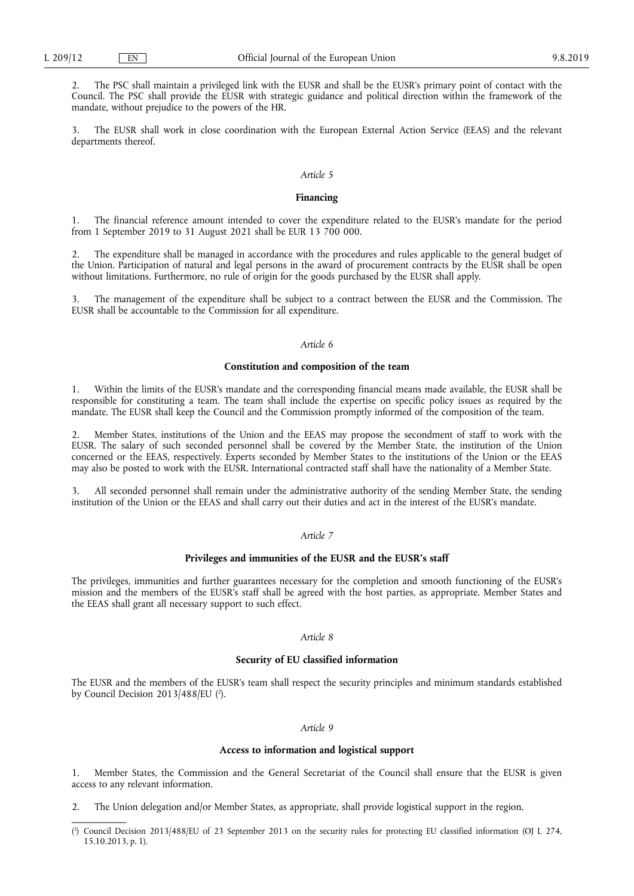2. The PSC shall maintain a privileged link with the EUSR and shall be the EUSR's primary point of contact with the Council. The PSC shall provide the EUSR with strategic guidance and political direction within the framework of the mandate, without prejudice to the powers of the HR.

3. The EUSR shall work in close coordination with the European External Action Service (EEAS) and the relevant departments thereof.

*Article 5*

**Financing**

1. The financial reference amount intended to cover the expenditure related to the EUSR's mandate for the period from 1 September 2019 to 31 August 2021 shall be EUR 13 700 000.

2. The expenditure shall be managed in accordance with the procedures and rules applicable to the general budget of the Union. Participation of natural and legal persons in the award of procurement contracts by the EUSR shall be open without limitations. Furthermore, no rule of origin for the goods purchased by the EUSR shall apply.

3. The management of the expenditure shall be subject to a contract between the EUSR and the Commission. The EUSR shall be accountable to the Commission for all expenditure.

*Article 6*

**Constitution and composition of the team**

1. Within the limits of the EUSR's mandate and the corresponding financial means made available, the EUSR shall be responsible for constituting a team. The team shall include the expertise on specific policy issues as required by the mandate. The EUSR shall keep the Council and the Commission promptly informed of the composition of the team.

2. Member States, institutions of the Union and the EEAS may propose the secondment of staff to work with the EUSR. The salary of such seconded personnel shall be covered by the Member State, the institution of the Union concerned or the EEAS, respectively. Experts seconded by Member States to the institutions of the Union or the EEAS may also be posted to work with the EUSR. International contracted staff shall have the nationality of a Member State.

3. All seconded personnel shall remain under the administrative authority of the sending Member State, the sending institution of the Union or the EEAS and shall carry out their duties and act in the interest of the EUSR's mandate.

*Article 7*

**Privileges and immunities of the EUSR and the EUSR's staff**

The privileges, immunities and further guarantees necessary for the completion and smooth functioning of the EUSR's mission and the members of the EUSR's staff shall be agreed with the host parties, as appropriate. Member States and the EEAS shall grant all necessary support to such effect.

*Article 8*

**Security of EU classified information**

The EUSR and the members of the EUSR's team shall respect the security principles and minimum standards established by Council Decision 2013/488/EU [2].

*Article 9*

**Access to information and logistical support**

1. Member States, the Commission and the General Secretariat of the Council shall ensure that the EUSR is given access to any relevant information.

2. The Union delegation and/or Member States, as appropriate, shall provide logistical support in the region.

---

[2] Council Decision 2013/488/EU of 23 September 2013 on the security rules for protecting EU classified information (OJ L 274, 15.10.2013, p. 1).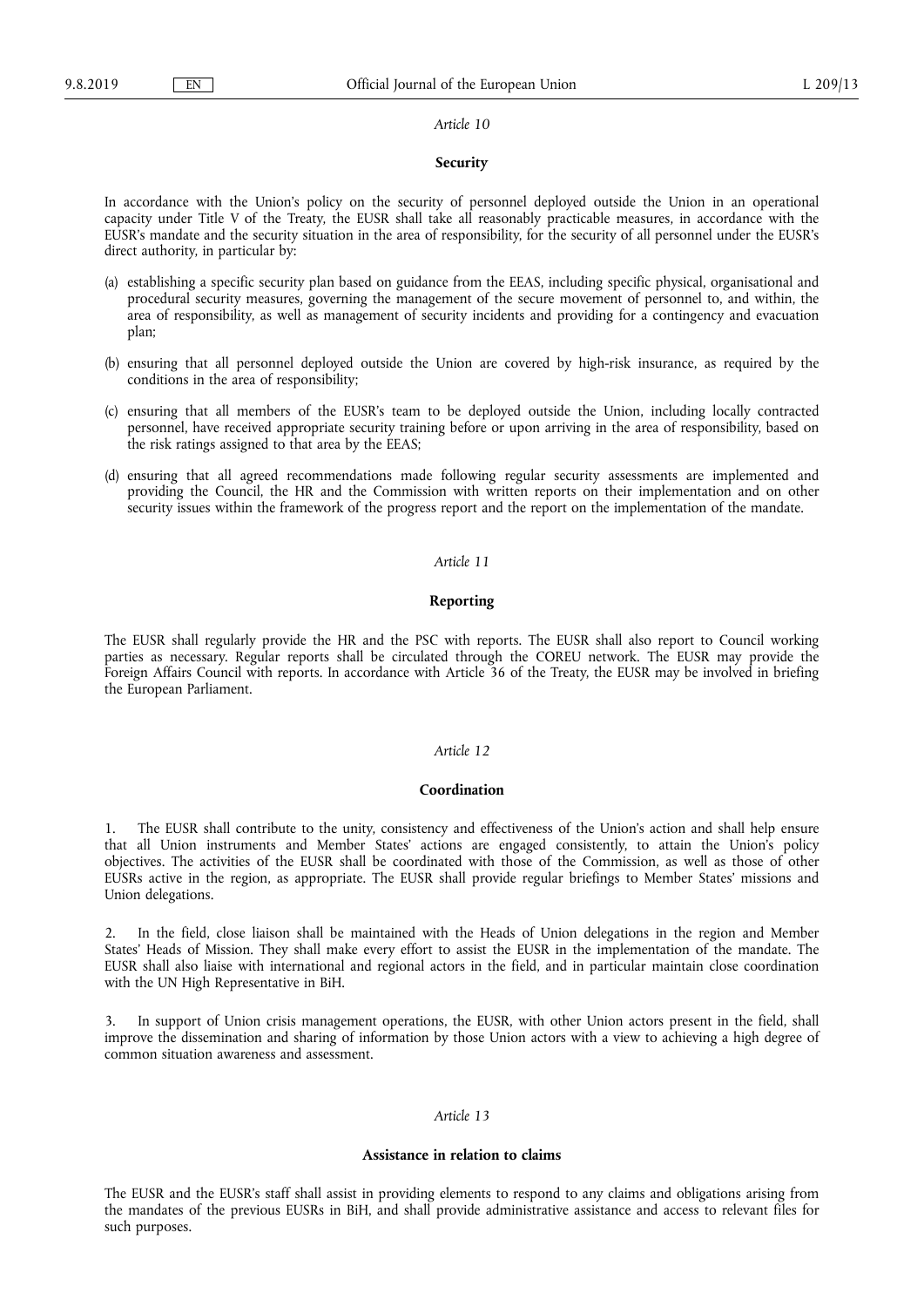*Article 10*

**Security**

In accordance with the Union's policy on the security of personnel deployed outside the Union in an operational capacity under Title V of the Treaty, the EUSR shall take all reasonably practicable measures, in accordance with the EUSR's mandate and the security situation in the area of responsibility, for the security of all personnel under the EUSR's direct authority, in particular by:

(a) establishing a specific security plan based on guidance from the EEAS, including specific physical, organisational and procedural security measures, governing the management of the secure movement of personnel to, and within, the area of responsibility, as well as management of security incidents and providing for a contingency and evacuation plan;

(b) ensuring that all personnel deployed outside the Union are covered by high-risk insurance, as required by the conditions in the area of responsibility;

(c) ensuring that all members of the EUSR's team to be deployed outside the Union, including locally contracted personnel, have received appropriate security training before or upon arriving in the area of responsibility, based on the risk ratings assigned to that area by the EEAS;

(d) ensuring that all agreed recommendations made following regular security assessments are implemented and providing the Council, the HR and the Commission with written reports on their implementation and on other security issues within the framework of the progress report and the report on the implementation of the mandate.

*Article 11*

**Reporting**

The EUSR shall regularly provide the HR and the PSC with reports. The EUSR shall also report to Council working parties as necessary. Regular reports shall be circulated through the COREU network. The EUSR may provide the Foreign Affairs Council with reports. In accordance with Article 36 of the Treaty, the EUSR may be involved in briefing the European Parliament.

*Article 12*

**Coordination**

1. The EUSR shall contribute to the unity, consistency and effectiveness of the Union's action and shall help ensure that all Union instruments and Member States' actions are engaged consistently, to attain the Union's policy objectives. The activities of the EUSR shall be coordinated with those of the Commission, as well as those of other EUSRs active in the region, as appropriate. The EUSR shall provide regular briefings to Member States' missions and Union delegations.

2. In the field, close liaison shall be maintained with the Heads of Union delegations in the region and Member States' Heads of Mission. They shall make every effort to assist the EUSR in the implementation of the mandate. The EUSR shall also liaise with international and regional actors in the field, and in particular maintain close coordination with the UN High Representative in BiH.

3. In support of Union crisis management operations, the EUSR, with other Union actors present in the field, shall improve the dissemination and sharing of information by those Union actors with a view to achieving a high degree of common situation awareness and assessment.

*Article 13*

**Assistance in relation to claims**

The EUSR and the EUSR's staff shall assist in providing elements to respond to any claims and obligations arising from the mandates of the previous EUSRs in BiH, and shall provide administrative assistance and access to relevant files for such purposes.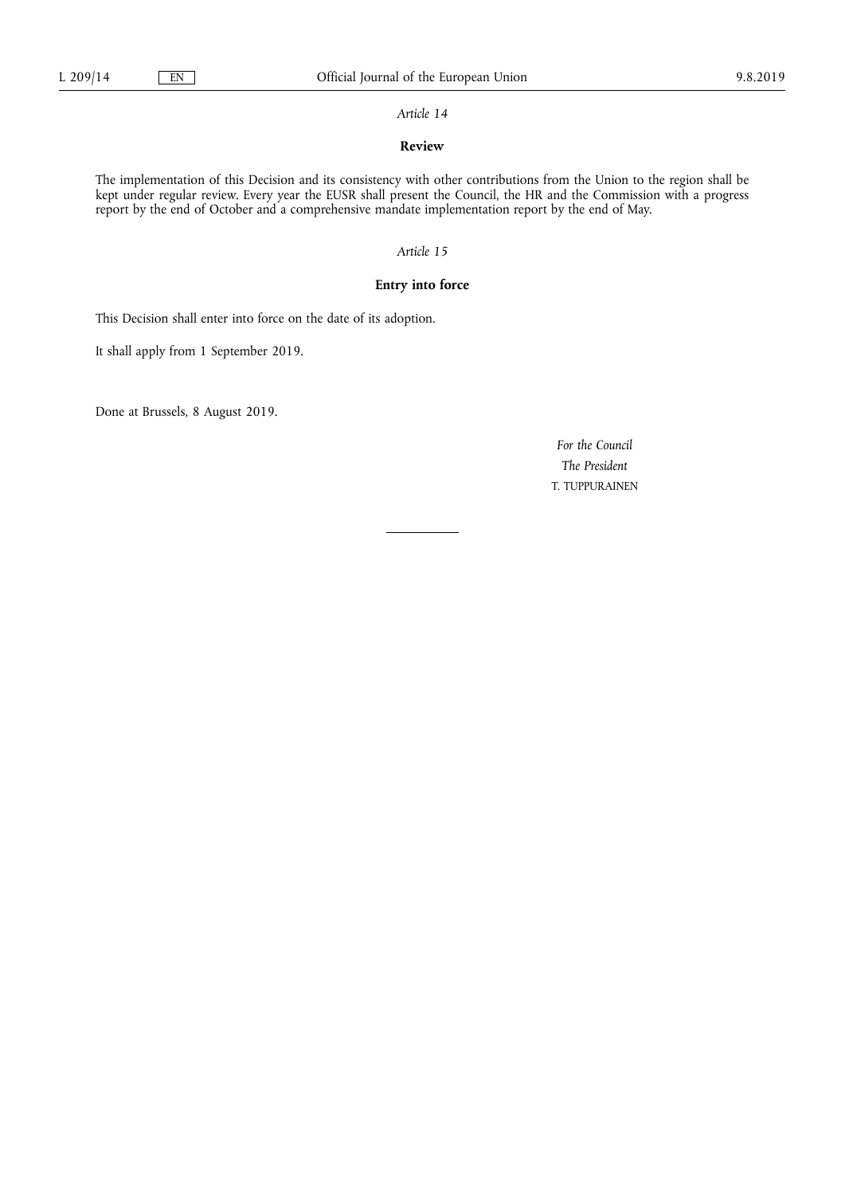*Article 14*

**Review**

The implementation of this Decision and its consistency with other contributions from the Union to the region shall be kept under regular review. Every year the EUSR shall present the Council, the HR and the Commission with a progress report by the end of October and a comprehensive mandate implementation report by the end of May.

*Article 15*

**Entry into force**

This Decision shall enter into force on the date of its adoption.

It shall apply from 1 September 2019.

Done at Brussels, 8 August 2019.

*For the Council*

*The President*

T. TUPPURAINEN